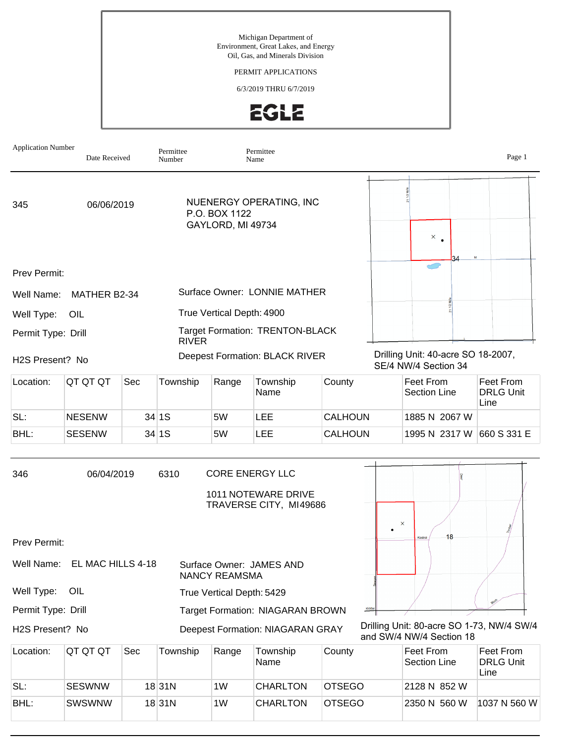Michigan Department of
Environment, Great Lakes, and Energy
Oil, Gas, and Minerals Division

PERMIT APPLICATIONS

6/3/2019 THRU 6/7/2019

EGLE

| Application Number | Date Received | Permittee Number | Permittee Name |
|---|---|---|---|

---

**345** | 06/06/2019 | | NUENERGY OPERATING, INC
P.O. BOX 1122
GAYLORD, MI 49734

Prev Permit:

Well Name: MATHER B2-34

Well Type: OIL

Permit Type: Drill

H2S Present? No

Surface Owner: LONNIE MATHER

True Vertical Depth: 4900

Target Formation: TRENTON-BLACK RIVER

Deepest Formation: BLACK RIVER

Drilling Unit: 40-acre SO 18-2007, SE/4 NW/4 Section 34

| Location: | QT QT QT | Sec | Township | Range | Township Name | County | Feet From Section Line | Feet From DRLG Unit Line |
|---|---|---|---|---|---|---|---|---|
| SL: | NESENW | 34 | 1S | 5W | LEE | CALHOUN | 1885 N 2067 W | |
| BHL: | SESENW | 34 | 1S | 5W | LEE | CALHOUN | 1995 N 2317 W | 660 S 331 E |

---

**346** | 06/04/2019 | 6310 | CORE ENERGY LLC
1011 NOTEWARE DRIVE
TRAVERSE CITY, MI49686

Prev Permit:

Well Name: EL MAC HILLS 4-18

Well Type: OIL

Permit Type: Drill

H2S Present? No

Surface Owner: JAMES AND NANCY REAMSMA

True Vertical Depth: 5429

Target Formation: NIAGARAN BROWN

Deepest Formation: NIAGARAN GRAY

Drilling Unit: 80-acre SO 1-73, NW/4 SW/4 and SW/4 NW/4 Section 18

| Location: | QT QT QT | Sec | Township | Range | Township Name | County | Feet From Section Line | Feet From DRLG Unit Line |
|---|---|---|---|---|---|---|---|---|
| SL: | SESWNW | 18 | 31N | 1W | CHARLTON | OTSEGO | 2128 N 852 W | |
| BHL: | SWSWNW | 18 | 31N | 1W | CHARLTON | OTSEGO | 2350 N 560 W | 1037 N 560 W |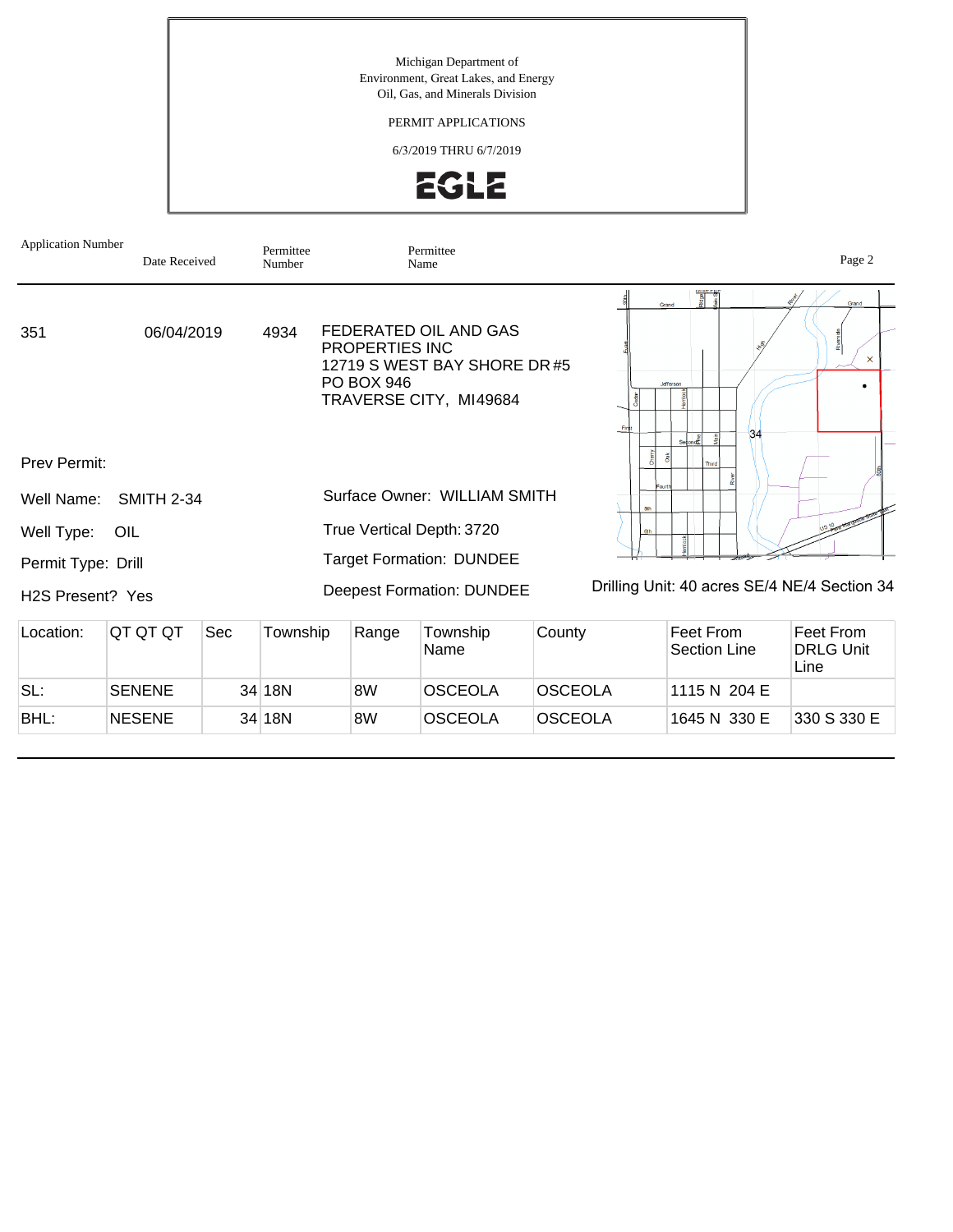Michigan Department of
Environment, Great Lakes, and Energy
Oil, Gas, and Minerals Division

PERMIT APPLICATIONS

6/3/2019 THRU 6/7/2019

EGLE

| Application Number | Date Received | Permittee Number | Permittee Name |
|---|---|---|---|
| 351 | 06/04/2019 | 4934 | FEDERATED OIL AND GAS PROPERTIES INC<br>12719 S WEST BAY SHORE DR #5<br>PO BOX 946<br>TRAVERSE CITY, MI49684 |

Prev Permit:

Well Name: SMITH 2-34

Well Type: OIL

Permit Type: Drill

H2S Present? Yes

Surface Owner: WILLIAM SMITH

True Vertical Depth: 3720

Target Formation: DUNDEE

Deepest Formation: DUNDEE

Drilling Unit: 40 acres SE/4 NE/4 Section 34

| Location: | QT QT QT | Sec | Township | Range | Township Name | County | Feet From Section Line | Feet From DRLG Unit Line |
|---|---|---|---|---|---|---|---|---|
| SL: | SENENE | 34 | 18N | 8W | OSCEOLA | OSCEOLA | 1115 N 204 E | |
| BHL: | NESENE | 34 | 18N | 8W | OSCEOLA | OSCEOLA | 1645 N 330 E | 330 S 330 E |